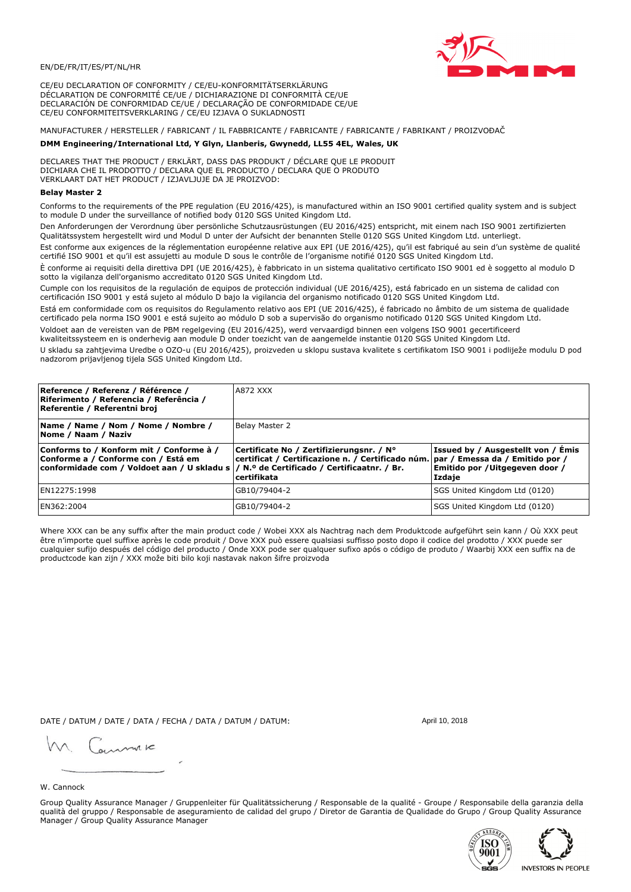EN/DE/FR/IT/ES/PT/NL/HR

CE/EU DECLARATION OF CONFORMITY / CE/EU-KONFORMITÄTSERKLÄRUNG
DÉCLARATION DE CONFORMITÉ CE/UE / DICHIARAZIONE DI CONFORMITÀ CE/UE
DECLARACIÓN DE CONFORMIDAD CE/UE / DECLARAÇÃO DE CONFORMIDADE CE/UE
CE/EU CONFORMITEITSVERKLARING / CE/EU IZJAVA O SUKLADNOSTI

MANUFACTURER / HERSTELLER / FABRICANT / IL FABBRICANTE / FABRICANTE / FABRICANTE / FABRIKANT / PROIZVOĐAČ

**DMM Engineering/International Ltd, Y Glyn, Llanberis, Gwynedd, LL55 4EL, Wales, UK**

DECLARES THAT THE PRODUCT / ERKLÄRT, DASS DAS PRODUKT / DÉCLARE QUE LE PRODUIT
DICHIARA CHE IL PRODOTTO / DECLARA QUE EL PRODUCTO / DECLARA QUE O PRODUTO
VERKLAART DAT HET PRODUCT / IZJAVLJUJE DA JE PROIZVOD:

**Belay Master 2**

Conforms to the requirements of the PPE regulation (EU 2016/425), is manufactured within an ISO 9001 certified quality system and is subject to module D under the surveillance of notified body 0120 SGS United Kingdom Ltd.

Den Anforderungen der Verordnung über persönliche Schutzausrüstungen (EU 2016/425) entspricht, mit einem nach ISO 9001 zertifizierten Qualitätssystem hergestellt wird und Modul D unter der Aufsicht der benannten Stelle 0120 SGS United Kingdom Ltd. unterliegt.

Est conforme aux exigences de la réglementation européenne relative aux EPI (UE 2016/425), qu'il est fabriqué au sein d'un système de qualité certifié ISO 9001 et qu'il est assujetti au module D sous le contrôle de l'organisme notifié 0120 SGS United Kingdom Ltd.

È conforme ai requisiti della direttiva DPI (UE 2016/425), è fabbricato in un sistema qualitativo certificato ISO 9001 ed è soggetto al modulo D sotto la vigilanza dell'organismo accreditato 0120 SGS United Kingdom Ltd.

Cumple con los requisitos de la regulación de equipos de protección individual (UE 2016/425), está fabricado en un sistema de calidad con certificación ISO 9001 y está sujeto al módulo D bajo la vigilancia del organismo notificado 0120 SGS United Kingdom Ltd.

Está em conformidade com os requisitos do Regulamento relativo aos EPI (UE 2016/425), é fabricado no âmbito de um sistema de qualidade certificado pela norma ISO 9001 e está sujeito ao módulo D sob a supervisão do organismo notificado 0120 SGS United Kingdom Ltd.

Voldoet aan de vereisten van de PBM regelgeving (EU 2016/425), werd vervaardigd binnen een volgens ISO 9001 gecertificeerd kwaliteitssysteem en is onderhevig aan module D onder toezicht van de aangemelde instantie 0120 SGS United Kingdom Ltd.

U skladu sa zahtjevima Uredbe o OZO-u (EU 2016/425), proizveden u sklopu sustava kvalitete s certifikatom ISO 9001 i podliježe modulu D pod nadzorom prijavljenog tijela SGS United Kingdom Ltd.

| **Reference / Referenz / Référence / Riferimento / Referencia / Referência / Referentie / Referentni broj** | A872 XXX | |
|---|---|---|
| **Name / Name / Nom / Nome / Nombre / Nome / Naam / Naziv** | Belay Master 2 | |
| **Conforms to / Konform mit / Conforme à / Conforme a / Conforme con / Está em conformidade com / Voldoet aan / U skladu s** | **Certificate No / Zertifizierungsnr. / N° certificat / Certificazione n. / Certificado núm. / N.º de Certificado / Certificaatnr. / Br. certifikata** | **Issued by / Ausgestellt von / Émis par / Emessa da / Emitido por / Emitido por / Uitgegeven door / Izdaje** |
| EN12275:1998 | GB10/79404-2 | SGS United Kingdom Ltd (0120) |
| EN362:2004 | GB10/79404-2 | SGS United Kingdom Ltd (0120) |

Where XXX can be any suffix after the main product code / Wobei XXX als Nachtrag nach dem Produktcode aufgeführt sein kann / Où XXX peut être n'importe quel suffixe après le code produit / Dove XXX può essere qualsiasi suffisso posto dopo il codice del prodotto / XXX puede ser cualquier sufijo después del código del producto / Onde XXX pode ser qualquer sufixo após o código de produto / Waarbij XXX een suffix na de productcode kan zijn / XXX može biti bilo koji nastavak nakon šifre proizvoda

DATE / DATUM / DATE / DATA / FECHA / DATA / DATUM / DATUM: April 10, 2018

W. Cannock

Group Quality Assurance Manager / Gruppenleiter für Qualitätssicherung / Responsable de la qualité - Groupe / Responsabile della garanzia della qualità del gruppo / Responsable de aseguramiento de calidad del grupo / Diretor de Garantia de Qualidade do Grupo / Group Quality Assurance Manager / Group Quality Assurance Manager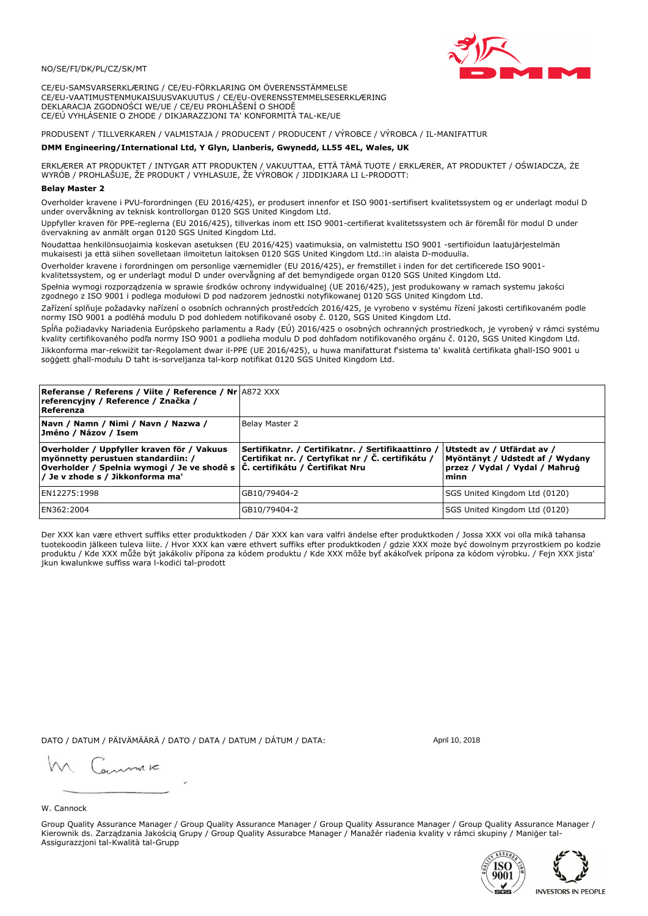NO/SE/FI/DK/PL/CZ/SK/MT

CE/EU-SAMSVARSERKLÆRING / CE/EU-FÖRKLARING OM ÖVERENSSTÄMMELSE
CE/EU-VAATIMUSTENMUKAISUUSVAKUUTUS / CE/EU-OVERENSSTEMMELSESERKLÆRING
DEKLARACJA ZGODNOŚCI WE/UE / CE/EU PROHLÁŠENÍ O SHODĚ
CE/EÚ VYHLÁSENIE O ZHODE / DIKJARAZZJONI TA' KONFORMITÀ TAL-KE/UE

PRODUSENT / TILLVERKAREN / VALMISTAJA / PRODUCENT / PRODUCENT / VÝROBCE / VÝROBCA / IL-MANIFATTUR

**DMM Engineering/International Ltd, Y Glyn, Llanberis, Gwynedd, LL55 4EL, Wales, UK**

ERKLÆRER AT PRODUKTET / INTYGAR ATT PRODUKTEN / VAKUUTTAA, ETTÄ TÄMÄ TUOTE / ERKLÆRER, AT PRODUKTET / OŚWIADCZA, ŻE WYRÓB / PROHLAŠUJE, ŽE PRODUKT / VYHLASUJE, ŽE VÝROBOK / JIDDIKJARA LI L-PRODOTT:

**Belay Master 2**

Overholder kravene i PVU-forordningen (EU 2016/425), er produsert innenfor et ISO 9001-sertifisert kvalitetssystem og er underlagt modul D under overvåkning av teknisk kontrollorgan 0120 SGS United Kingdom Ltd.

Uppfyller kraven för PPE-reglerna (EU 2016/425), tillverkas inom ett ISO 9001-certifierat kvalitetssystem och är föremål för modul D under övervakning av anmält organ 0120 SGS United Kingdom Ltd.

Noudattaa henkilönsuojaimia koskevan asetuksen (EU 2016/425) vaatimuksia, on valmistettu ISO 9001 -sertifioidun laatujärjestelmän mukaisesti ja että siihen sovelletaan ilmoitetun laitoksen 0120 SGS United Kingdom Ltd.:in alaista D-moduulia.

Overholder kravene i forordningen om personlige værnemidler (EU 2016/425), er fremstillet i inden for det certificerede ISO 9001-kvalitetssystem, og er underlagt modul D under overvågning af det bemyndigede organ 0120 SGS United Kingdom Ltd.

Spełnia wymogi rozporządzenia w sprawie środków ochrony indywidualnej (UE 2016/425), jest produkowany w ramach systemu jakości zgodnego z ISO 9001 i podlega modułowi D pod nadzorem jednostki notyfikowanej 0120 SGS United Kingdom Ltd.

Zařízení splňuje požadavky nařízení o osobních ochranných prostředcích 2016/425, je vyrobeno v systému řízení jakosti certifikovaném podle normy ISO 9001 a podléhá modulu D pod dohledem notifikované osoby č. 0120, SGS United Kingdom Ltd.

Spĺňa požiadavky Nariadenia Európskeho parlamentu a Rady (EÚ) 2016/425 o osobných ochranných prostriedkoch, je vyrobený v rámci systému kvality certifikovaného podľa normy ISO 9001 a podlieha modulu D pod dohľadom notifikovaného orgánu č. 0120, SGS United Kingdom Ltd.

Jikkonforma mar-rekwiżit tar-Regolament dwar il-PPE (UE 2016/425), u huwa manifatturat f'sistema ta' kwalità ċertifikata għall-ISO 9001 u soġġett għall-modulu D taħt is-sorveljanza tal-korp notifikat 0120 SGS United Kingdom Ltd.

| **Referanse / Referens / Viite / Reference / Nr referencyjny / Reference / Značka / Referenza** | A872 XXX | |
|---|---|---|
| **Navn / Namn / Nimi / Navn / Nazwa / Jméno / Názov / Isem** | Belay Master 2 | |
| **Overholder / Uppfyller kraven för / Vakuus myönnetty perustuen standardiin: / Overholder / Spełnia wymogi / Je ve shodě s / Je v zhode s / Jikkonforma ma'** | **Sertifikatnr. / Certifikatnr. / Sertifikaattinro / Certifikat nr. / Certyfikat nr / Č. certifikátu / Č. certifikátu / Ċertifikat Nru** | **Utstedt av / Utfärdat av / Myöntänyt / Udstedt af / Wydany przez / Vydal / Vydal / Maħruġ minn** |
| EN12275:1998 | GB10/79404-2 | SGS United Kingdom Ltd (0120) |
| EN362:2004 | GB10/79404-2 | SGS United Kingdom Ltd (0120) |

Der XXX kan være ethvert suffiks etter produktkoden / Där XXX kan vara valfri ändelse efter produktkoden / Jossa XXX voi olla mikä tahansa tuotekoodin jälkeen tuleva liite. / Hvor XXX kan være ethvert suffiks efter produktkoden / gdzie XXX może być dowolnym przyrostkiem po kodzie produktu / Kde XXX může být jakákoliv přípona za kódem produktu / Kde XXX môže byť akákoľvek prípona za kódom výrobku. / Fejn XXX jista' jkun kwalunkwe suffiss wara l-kodiċi tal-prodott

DATO / DATUM / PÄIVÄMÄÄRÄ / DATO / DATA / DATUM / DÁTUM / DATA: April 10, 2018

W. Cannock

Group Quality Assurance Manager / Group Quality Assurance Manager / Group Quality Assurance Manager / Group Quality Assurance Manager / Kierownik ds. Zarządzania Jakością Grupy / Group Quality Assurabce Manager / Manažér riadenia kvality v rámci skupiny / Maniġer tal-Assigurazzjoni tal-Kwalità tal-Grupp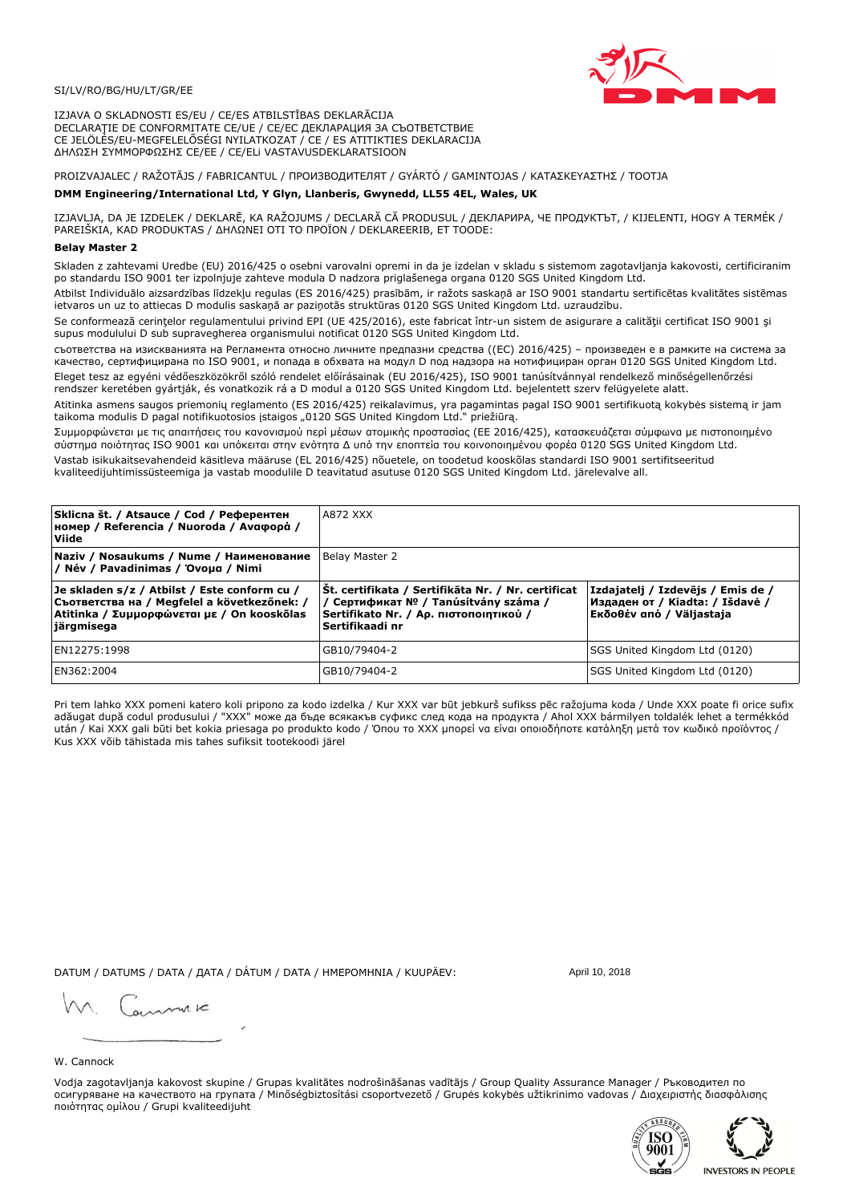SI/LV/RO/BG/HU/LT/GR/EE

IZJAVA O SKLADNOSTI ES/EU / CE/ES ATBILSTĪBAS DEKLARĀCIJA
DECLARAȚIE DE CONFORMITATE CE/UE / CE/ЕС ДЕКЛАРАЦИЯ ЗА СЪОТВЕТСТВИЕ
CE JELÖLÉS/EU-MEGFELELŐSÉGI NYILATKOZAT / CE / ES ATITIKTIES DEKLARACIJA
ΔΗΛΩΣΗ ΣΥΜΜΟΡΦΩΣΗΣ CE/EE / CE/ELi VASTAVUSDEKLARATSIOON

PROIZVAJALEC / RAŽOTĀJS / FABRICANTUL / ПРОИЗВОДИТЕЛЯТ / GYÁRTÓ / GAMINTOJAS / ΚΑΤΑΣΚΕΥΑΣΤΗΣ / TOOTJA

**DMM Engineering/International Ltd, Y Glyn, Llanberis, Gwynedd, LL55 4EL, Wales, UK**

IZJAVLJA, DA JE IZDELEK / DEKLARĒ, KA RAŽOJUMS / DECLARĂ CĂ PRODUSUL / ДЕКЛАРИРА, ЧЕ ПРОДУКТЪТ, / KIJELENTI, HOGY A TERMÉK / PAREIŠKIA, KAD PRODUKTAS / ΔΗΛΩΝΕΙ ΟΤΙ ΤΟ ΠΡΟΪΟΝ / DEKLAREERIB, ET TOODE:

**Belay Master 2**

Skladen z zahtevami Uredbe (EU) 2016/425 o osebni varovalni opremi in da je izdelan v skladu s sistemom zagotavljanja kakovosti, certificiranim po standardu ISO 9001 ter izpolnjuje zahteve modula D nadzora priglašenega organa 0120 SGS United Kingdom Ltd.

Atbilst Individuālo aizsardzības līdzekļu regulas (ES 2016/425) prasībām, ir ražots saskaņā ar ISO 9001 standartu sertificētas kvalitātes sistēmas ietvaros un uz to attiecas D modulis saskaņā ar paziņotās struktūras 0120 SGS United Kingdom Ltd. uzraudzību.

Se conformează cerințelor regulamentului privind EPI (UE 425/2016), este fabricat într-un sistem de asigurare a calității certificat ISO 9001 și supus modulului D sub supravegherea organismului notificat 0120 SGS United Kingdom Ltd.

съответства на изискванията на Регламента относно личните предпазни средства ((ЕС) 2016/425) – произведен е в рамките на системата за качество, сертифицирана по ISO 9001, и попада в обхвата на модул D под надзора на нотифициран орган 0120 SGS United Kingdom Ltd.

Eleget tesz az egyéni védőeszközökről szóló rendelet előírásainak (EU 2016/425), ISO 9001 tanúsítvánnyal rendelkező minőségellenőrzési rendszer keretében gyártják, és vonatkozik rá a D modul a 0120 SGS United Kingdom Ltd. bejelentett szerv felügyelete alatt.

Atitinka asmens saugos priemonių reglamento (ES 2016/425) reikalavimus, yra pagamintas pagal ISO 9001 sertifikuotą kokybės sistemą ir jam taikoma modulis D pagal notifikuotosios įstaigos „0120 SGS United Kingdom Ltd." priežiūrą.

Συμμορφώνεται με τις απαιτήσεις του κανονισμού περί μέσων ατομικής προστασίας (ΕΕ 2016/425), κατασκευάζεται σύμφωνα με πιστοποιημένο σύστημα ποιότητας ISO 9001 και υπόκειται στην ενότητα Δ υπό την εποπτεία του κοινοποιημένου φορέα 0120 SGS United Kingdom Ltd.

Vastab isikukaitsevahendeid käsitleva määruse (EL 2016/425) nõuetele, on toodetud kooskõlas standardi ISO 9001 sertifitseeritud kvaliteedijuhtimissüsteemiga ja vastab moodulile D teavitatud asutuse 0120 SGS United Kingdom Ltd. järelevalve all.

| | | |
|---|---|---|
| **Sklicna št. / Atsauce / Cod / Референтен номер / Referencia / Nuoroda / Αναφορά / Viide** | A872 XXX | |
| **Naziv / Nosaukums / Nume / Наименование / Név / Pavadinimas / Όνομα / Nimi** | Belay Master 2 | |
| **Je skladen s/z / Atbilst / Este conform cu / Съответства на / Megfelel a következőnek: / Atitinka / Συμμορφώνεται με / On kooskõlas järgmisega** | **Št. certifikata / Sertifikāta Nr. / Nr. certificat / Сертификат № / Tanúsítvány száma / Sertifikato Nr. / Αρ. πιστοποιητικού / Sertifikaadi nr** | **Izdajatelj / Izdevējs / Emis de / Издаден от / Kiadta: / Išdavė / Εκδοθέν από / Väljastaja** |
| EN12275:1998 | GB10/79404-2 | SGS United Kingdom Ltd (0120) |
| EN362:2004 | GB10/79404-2 | SGS United Kingdom Ltd (0120) |

Pri tem lahko XXX pomeni katero koli pripono za kodo izdelka / Kur XXX var būt jebkurš sufikss pēc ražojuma koda / Unde XXX poate fi orice sufix adăugat după codul produsului / "XXX" може да бъде всякакъв суфикс след кода на продукта / Ahol XXX bármilyen toldalék lehet a termékkód után / Kai XXX gali būti bet kokia priesaga po produkto kodo / Όπου το XXX μπορεί να είναι οποιοδήποτε κατάληξη μετά τον κωδικό προϊόντος / Kus XXX võib tähistada mis tahes sufiksit tootekoodi järel

DATUM / DATUMS / DATA / ДАТА / DÁTUM / DATA / ΗΜΕΡΟΜΗΝΙΑ / KUUPÄEV: April 10, 2018

W. Cannock

Vodja zagotavljanja kakovost skupine / Grupas kvalitātes nodrošināšanas vadītājs / Group Quality Assurance Manager / Ръководител по осигуряване на качеството на групата / Minőségbiztosítási csoportvezető / Grupės kokybės užtikrinimo vadovas / Διαχειριστής διασφάλισης ποιότητας ομίλου / Grupi kvaliteedijuht

INVESTORS IN PEOPLE